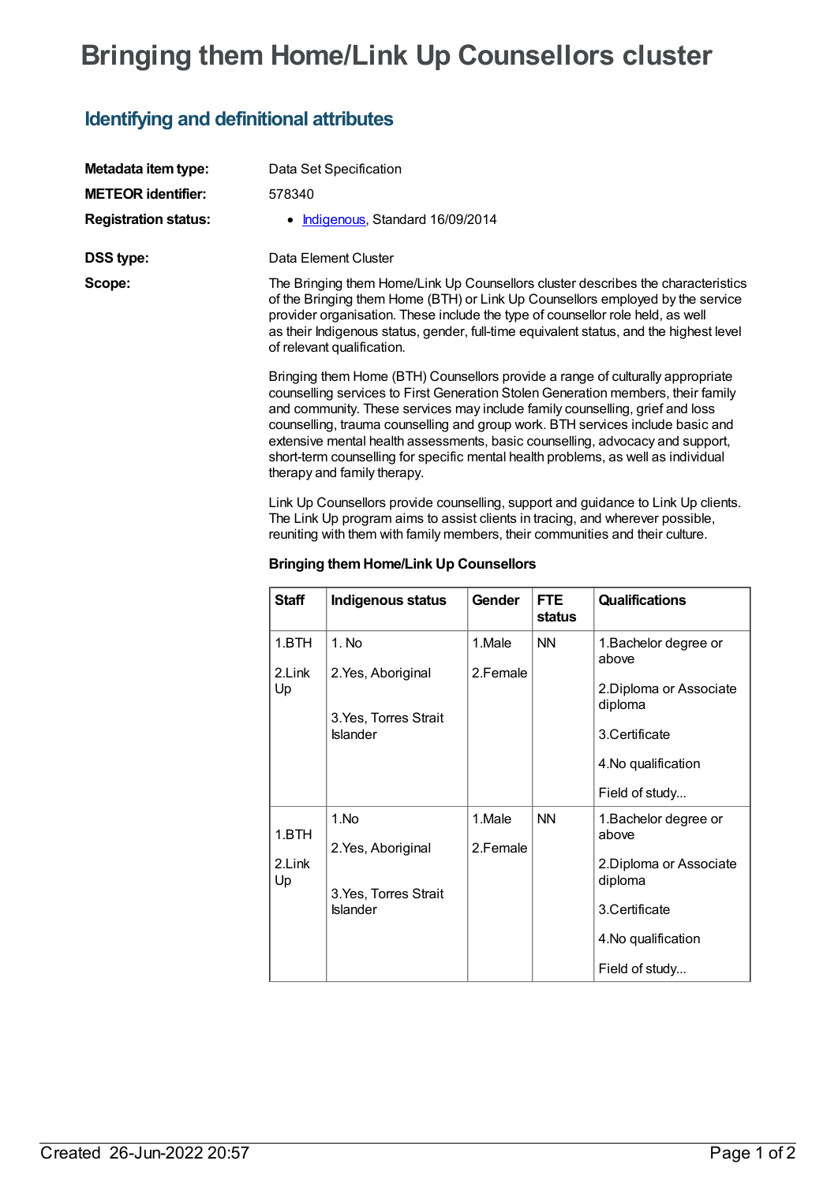# Bringing them Home/Link Up Counsellors cluster

## Identifying and definitional attributes

**Metadata item type:** Data Set Specification

**METEOR identifier:** 578340

**Registration status:**
- Indigenous, Standard 16/09/2014

**DSS type:** Data Element Cluster

**Scope:**

The Bringing them Home/Link Up Counsellors cluster describes the characteristics of the Bringing them Home (BTH) or Link Up Counsellors employed by the service provider organisation. These include the type of counsellor role held, as well as their Indigenous status, gender, full-time equivalent status, and the highest level of relevant qualification.

Bringing them Home (BTH) Counsellors provide a range of culturally appropriate counselling services to First Generation Stolen Generation members, their family and community. These services may include family counselling, grief and loss counselling, trauma counselling and group work. BTH services include basic and extensive mental health assessments, basic counselling, advocacy and support, short-term counselling for specific mental health problems, as well as individual therapy and family therapy.

Link Up Counsellors provide counselling, support and guidance to Link Up clients. The Link Up program aims to assist clients in tracing, and wherever possible, reuniting with them with family members, their communities and their culture.

**Bringing them Home/Link Up Counsellors**

| Staff | Indigenous status | Gender | FTE status | Qualifications |
|---|---|---|---|---|
| 1.BTH<br><br>2.Link Up | 1. No<br><br>2.Yes, Aboriginal<br><br>3.Yes, Torres Strait Islander | 1.Male<br><br>2.Female | NN | 1.Bachelor degree or above<br><br>2.Diploma or Associate diploma<br><br>3.Certificate<br><br>4.No qualification<br><br>Field of study... |
| 1.BTH<br><br>2.Link Up | 1.No<br><br>2.Yes, Aboriginal<br><br>3.Yes, Torres Strait Islander | 1.Male<br><br>2.Female | NN | 1.Bachelor degree or above<br><br>2.Diploma or Associate diploma<br><br>3.Certificate<br><br>4.No qualification<br><br>Field of study... |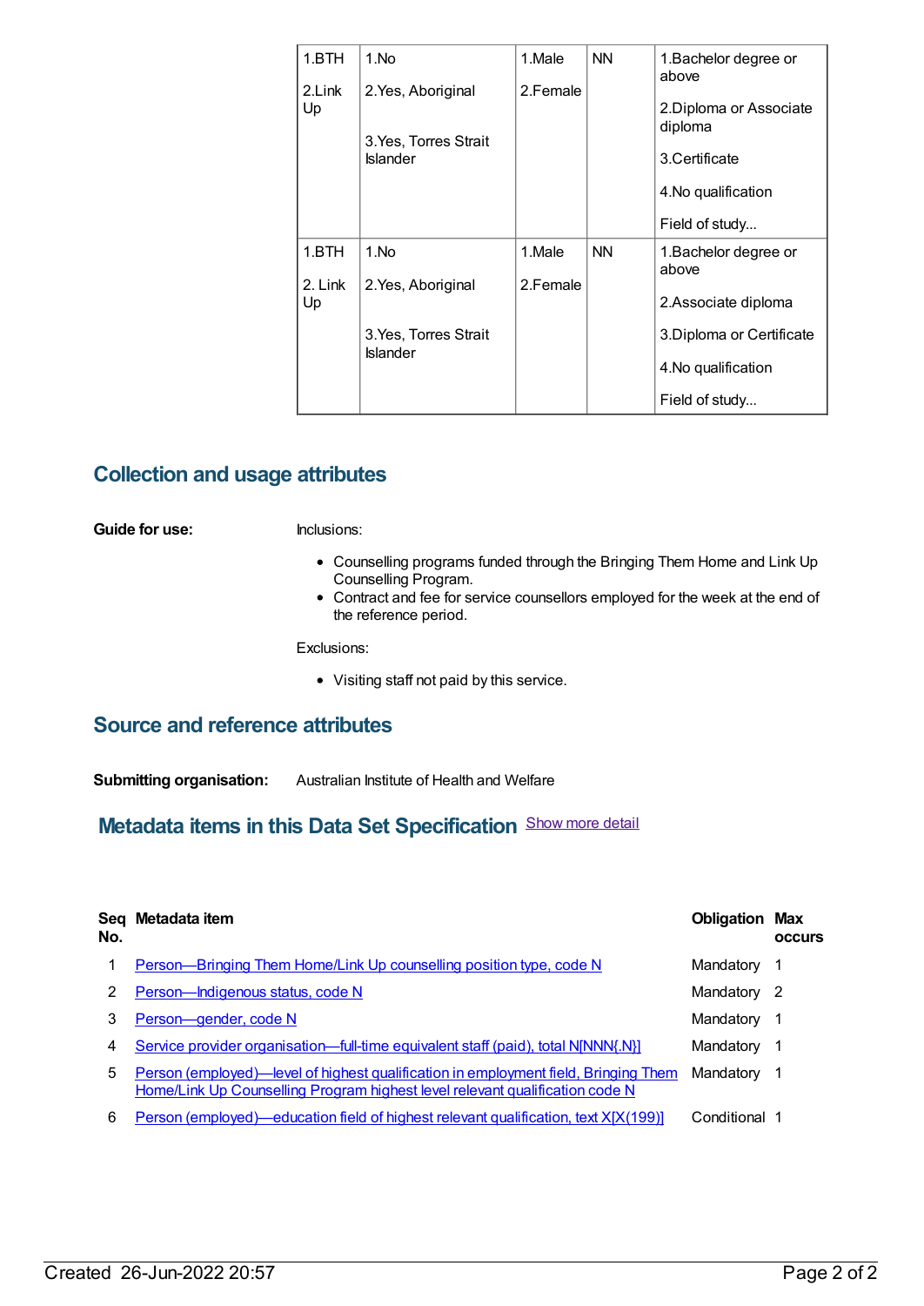| | | | | |
|---|---|---|---|---|
| 1.BTH<br><br>2.Link Up | 1.No<br><br>2.Yes, Aboriginal<br><br>3.Yes, Torres Strait Islander | 1.Male<br><br>2.Female | NN | 1.Bachelor degree or above<br><br>2.Diploma or Associate diploma<br><br>3.Certificate<br><br>4.No qualification<br><br>Field of study... |
| 1.BTH<br><br>2. Link Up | 1.No<br><br>2.Yes, Aboriginal<br><br>3.Yes, Torres Strait Islander | 1.Male<br><br>2.Female | NN | 1.Bachelor degree or above<br><br>2.Associate diploma<br><br>3.Diploma or Certificate<br><br>4.No qualification<br><br>Field of study... |

## Collection and usage attributes

**Guide for use:**

Inclusions:

- Counselling programs funded through the Bringing Them Home and Link Up Counselling Program.
- Contract and fee for service counsellors employed for the week at the end of the reference period.

Exclusions:

- Visiting staff not paid by this service.

## Source and reference attributes

**Submitting organisation:** Australian Institute of Health and Welfare

## Metadata items in this Data Set Specification

Show more detail

| Seq No. | Metadata item | Obligation | Max occurs |
|---|---|---|---|
| 1 | Person—Bringing Them Home/Link Up counselling position type, code N | Mandatory | 1 |
| 2 | Person—Indigenous status, code N | Mandatory | 2 |
| 3 | Person—gender, code N | Mandatory | 1 |
| 4 | Service provider organisation—full-time equivalent staff (paid), total N[NNN{.N}] | Mandatory | 1 |
| 5 | Person (employed)—level of highest qualification in employment field, Bringing Them Home/Link Up Counselling Program highest level relevant qualification code N | Mandatory | 1 |
| 6 | Person (employed)—education field of highest relevant qualification, text X[X(199)] | Conditional | 1 |